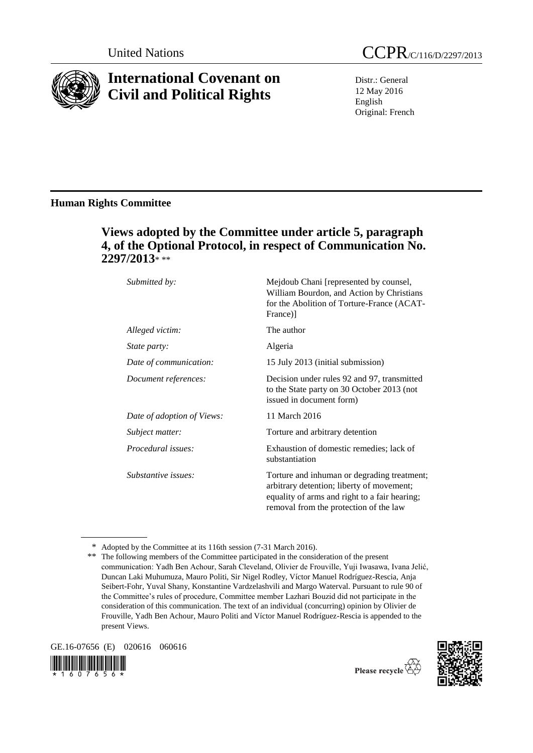United Nations

CCPR/C/116/D/2297/2013

# International Covenant on Civil and Political Rights

Distr.: General
12 May 2016
English
Original: French

## Human Rights Committee

### Views adopted by the Committee under article 5, paragraph 4, of the Optional Protocol, in respect of Communication No. 2297/2013* **

| | |
|---|---|
| *Submitted by:* | Mejdoub Chani [represented by counsel, William Bourdon, and Action by Christians for the Abolition of Torture-France (ACAT-France)] |
| *Alleged victim:* | The author |
| *State party:* | Algeria |
| *Date of communication:* | 15 July 2013 (initial submission) |
| *Document references:* | Decision under rules 92 and 97, transmitted to the State party on 30 October 2013 (not issued in document form) |
| *Date of adoption of Views:* | 11 March 2016 |
| *Subject matter:* | Torture and arbitrary detention |
| *Procedural issues:* | Exhaustion of domestic remedies; lack of substantiation |
| *Substantive issues:* | Torture and inhuman or degrading treatment; arbitrary detention; liberty of movement; equality of arms and right to a fair hearing; removal from the protection of the law |

\* Adopted by the Committee at its 116th session (7-31 March 2016).

\*\* The following members of the Committee participated in the consideration of the present communication: Yadh Ben Achour, Sarah Cleveland, Olivier de Frouville, Yuji Iwasawa, Ivana Jelić, Duncan Laki Muhumuza, Mauro Politi, Sir Nigel Rodley, Víctor Manuel Rodríguez-Rescia, Anja Seibert-Fohr, Yuval Shany, Konstantine Vardzelashvili and Margo Waterval. Pursuant to rule 90 of the Committee's rules of procedure, Committee member Lazhari Bouzid did not participate in the consideration of this communication. The text of an individual (concurring) opinion by Olivier de Frouville, Yadh Ben Achour, Mauro Politi and Víctor Manuel Rodríguez-Rescia is appended to the present Views.

GE.16-07656 (E) 020616 060616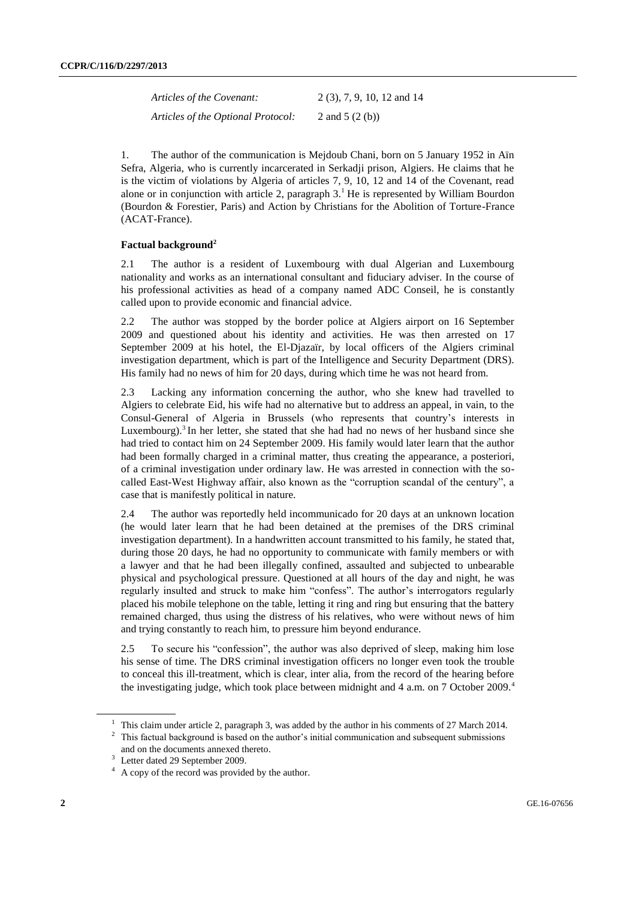| *Articles of the Covenant:* | 2 (3), 7, 9, 10, 12 and 14 |
| --- | --- |
| *Articles of the Optional Protocol:* | 2 and 5 (2 (b)) |

1. The author of the communication is Mejdoub Chani, born on 5 January 1952 in Aïn Sefra, Algeria, who is currently incarcerated in Serkadji prison, Algiers. He claims that he is the victim of violations by Algeria of articles 7, 9, 10, 12 and 14 of the Covenant, read alone or in conjunction with article 2, paragraph 3.[1] He is represented by William Bourdon (Bourdon & Forestier, Paris) and Action by Christians for the Abolition of Torture-France (ACAT-France).

**Factual background[2]**

2.1 The author is a resident of Luxembourg with dual Algerian and Luxembourg nationality and works as an international consultant and fiduciary adviser. In the course of his professional activities as head of a company named ADC Conseil, he is constantly called upon to provide economic and financial advice.

2.2 The author was stopped by the border police at Algiers airport on 16 September 2009 and questioned about his identity and activities. He was then arrested on 17 September 2009 at his hotel, the El-Djazaïr, by local officers of the Algiers criminal investigation department, which is part of the Intelligence and Security Department (DRS). His family had no news of him for 20 days, during which time he was not heard from.

2.3 Lacking any information concerning the author, who she knew had travelled to Algiers to celebrate Eid, his wife had no alternative but to address an appeal, in vain, to the Consul-General of Algeria in Brussels (who represents that country's interests in Luxembourg).[3] In her letter, she stated that she had had no news of her husband since she had tried to contact him on 24 September 2009. His family would later learn that the author had been formally charged in a criminal matter, thus creating the appearance, a posteriori, of a criminal investigation under ordinary law. He was arrested in connection with the so-called East-West Highway affair, also known as the "corruption scandal of the century", a case that is manifestly political in nature.

2.4 The author was reportedly held incommunicado for 20 days at an unknown location (he would later learn that he had been detained at the premises of the DRS criminal investigation department). In a handwritten account transmitted to his family, he stated that, during those 20 days, he had no opportunity to communicate with family members or with a lawyer and that he had been illegally confined, assaulted and subjected to unbearable physical and psychological pressure. Questioned at all hours of the day and night, he was regularly insulted and struck to make him "confess". The author's interrogators regularly placed his mobile telephone on the table, letting it ring and ring but ensuring that the battery remained charged, thus using the distress of his relatives, who were without news of him and trying constantly to reach him, to pressure him beyond endurance.

2.5 To secure his "confession", the author was also deprived of sleep, making him lose his sense of time. The DRS criminal investigation officers no longer even took the trouble to conceal this ill-treatment, which is clear, inter alia, from the record of the hearing before the investigating judge, which took place between midnight and 4 a.m. on 7 October 2009.[4]

---

[1] This claim under article 2, paragraph 3, was added by the author in his comments of 27 March 2014.

[2] This factual background is based on the author's initial communication and subsequent submissions and on the documents annexed thereto.

[3] Letter dated 29 September 2009.

[4] A copy of the record was provided by the author.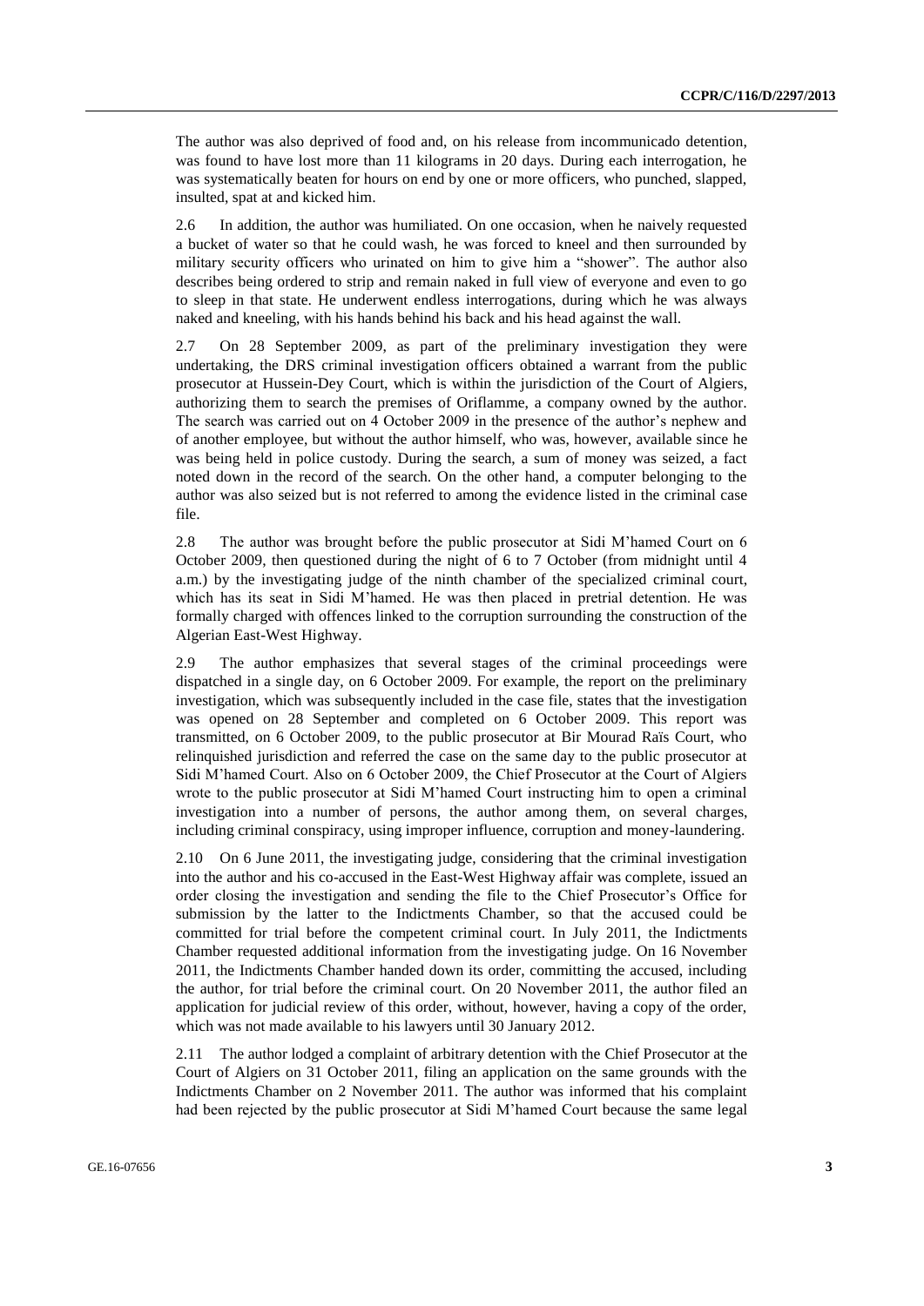The author was also deprived of food and, on his release from incommunicado detention, was found to have lost more than 11 kilograms in 20 days. During each interrogation, he was systematically beaten for hours on end by one or more officers, who punched, slapped, insulted, spat at and kicked him.

2.6 In addition, the author was humiliated. On one occasion, when he naively requested a bucket of water so that he could wash, he was forced to kneel and then surrounded by military security officers who urinated on him to give him a "shower". The author also describes being ordered to strip and remain naked in full view of everyone and even to go to sleep in that state. He underwent endless interrogations, during which he was always naked and kneeling, with his hands behind his back and his head against the wall.

2.7 On 28 September 2009, as part of the preliminary investigation they were undertaking, the DRS criminal investigation officers obtained a warrant from the public prosecutor at Hussein-Dey Court, which is within the jurisdiction of the Court of Algiers, authorizing them to search the premises of Oriflamme, a company owned by the author. The search was carried out on 4 October 2009 in the presence of the author's nephew and of another employee, but without the author himself, who was, however, available since he was being held in police custody. During the search, a sum of money was seized, a fact noted down in the record of the search. On the other hand, a computer belonging to the author was also seized but is not referred to among the evidence listed in the criminal case file.

2.8 The author was brought before the public prosecutor at Sidi M'hamed Court on 6 October 2009, then questioned during the night of 6 to 7 October (from midnight until 4 a.m.) by the investigating judge of the ninth chamber of the specialized criminal court, which has its seat in Sidi M'hamed. He was then placed in pretrial detention. He was formally charged with offences linked to the corruption surrounding the construction of the Algerian East-West Highway.

2.9 The author emphasizes that several stages of the criminal proceedings were dispatched in a single day, on 6 October 2009. For example, the report on the preliminary investigation, which was subsequently included in the case file, states that the investigation was opened on 28 September and completed on 6 October 2009. This report was transmitted, on 6 October 2009, to the public prosecutor at Bir Mourad Raïs Court, who relinquished jurisdiction and referred the case on the same day to the public prosecutor at Sidi M'hamed Court. Also on 6 October 2009, the Chief Prosecutor at the Court of Algiers wrote to the public prosecutor at Sidi M'hamed Court instructing him to open a criminal investigation into a number of persons, the author among them, on several charges, including criminal conspiracy, using improper influence, corruption and money-laundering.

2.10 On 6 June 2011, the investigating judge, considering that the criminal investigation into the author and his co-accused in the East-West Highway affair was complete, issued an order closing the investigation and sending the file to the Chief Prosecutor's Office for submission by the latter to the Indictments Chamber, so that the accused could be committed for trial before the competent criminal court. In July 2011, the Indictments Chamber requested additional information from the investigating judge. On 16 November 2011, the Indictments Chamber handed down its order, committing the accused, including the author, for trial before the criminal court. On 20 November 2011, the author filed an application for judicial review of this order, without, however, having a copy of the order, which was not made available to his lawyers until 30 January 2012.

2.11 The author lodged a complaint of arbitrary detention with the Chief Prosecutor at the Court of Algiers on 31 October 2011, filing an application on the same grounds with the Indictments Chamber on 2 November 2011. The author was informed that his complaint had been rejected by the public prosecutor at Sidi M'hamed Court because the same legal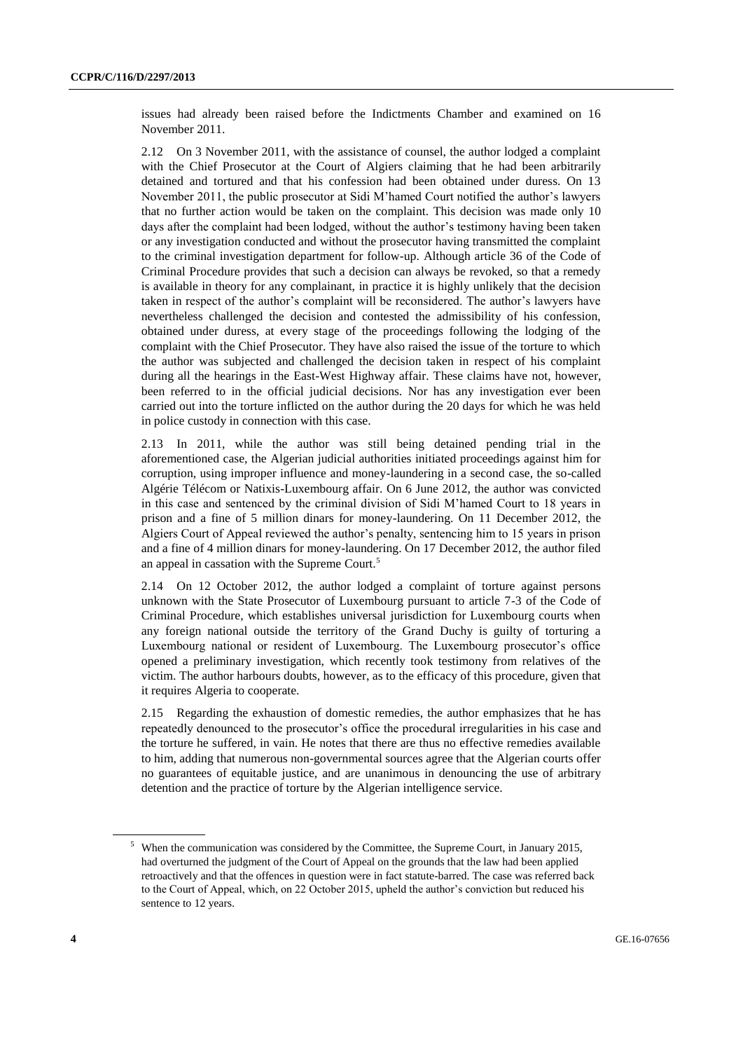issues had already been raised before the Indictments Chamber and examined on 16 November 2011.

2.12 On 3 November 2011, with the assistance of counsel, the author lodged a complaint with the Chief Prosecutor at the Court of Algiers claiming that he had been arbitrarily detained and tortured and that his confession had been obtained under duress. On 13 November 2011, the public prosecutor at Sidi M'hamed Court notified the author's lawyers that no further action would be taken on the complaint. This decision was made only 10 days after the complaint had been lodged, without the author's testimony having been taken or any investigation conducted and without the prosecutor having transmitted the complaint to the criminal investigation department for follow-up. Although article 36 of the Code of Criminal Procedure provides that such a decision can always be revoked, so that a remedy is available in theory for any complainant, in practice it is highly unlikely that the decision taken in respect of the author's complaint will be reconsidered. The author's lawyers have nevertheless challenged the decision and contested the admissibility of his confession, obtained under duress, at every stage of the proceedings following the lodging of the complaint with the Chief Prosecutor. They have also raised the issue of the torture to which the author was subjected and challenged the decision taken in respect of his complaint during all the hearings in the East-West Highway affair. These claims have not, however, been referred to in the official judicial decisions. Nor has any investigation ever been carried out into the torture inflicted on the author during the 20 days for which he was held in police custody in connection with this case.

2.13 In 2011, while the author was still being detained pending trial in the aforementioned case, the Algerian judicial authorities initiated proceedings against him for corruption, using improper influence and money-laundering in a second case, the so-called Algérie Télécom or Natixis-Luxembourg affair. On 6 June 2012, the author was convicted in this case and sentenced by the criminal division of Sidi M'hamed Court to 18 years in prison and a fine of 5 million dinars for money-laundering. On 11 December 2012, the Algiers Court of Appeal reviewed the author's penalty, sentencing him to 15 years in prison and a fine of 4 million dinars for money-laundering. On 17 December 2012, the author filed an appeal in cassation with the Supreme Court.[5]

2.14 On 12 October 2012, the author lodged a complaint of torture against persons unknown with the State Prosecutor of Luxembourg pursuant to article 7-3 of the Code of Criminal Procedure, which establishes universal jurisdiction for Luxembourg courts when any foreign national outside the territory of the Grand Duchy is guilty of torturing a Luxembourg national or resident of Luxembourg. The Luxembourg prosecutor's office opened a preliminary investigation, which recently took testimony from relatives of the victim. The author harbours doubts, however, as to the efficacy of this procedure, given that it requires Algeria to cooperate.

2.15 Regarding the exhaustion of domestic remedies, the author emphasizes that he has repeatedly denounced to the prosecutor's office the procedural irregularities in his case and the torture he suffered, in vain. He notes that there are thus no effective remedies available to him, adding that numerous non-governmental sources agree that the Algerian courts offer no guarantees of equitable justice, and are unanimous in denouncing the use of arbitrary detention and the practice of torture by the Algerian intelligence service.

[5] When the communication was considered by the Committee, the Supreme Court, in January 2015, had overturned the judgment of the Court of Appeal on the grounds that the law had been applied retroactively and that the offences in question were in fact statute-barred. The case was referred back to the Court of Appeal, which, on 22 October 2015, upheld the author's conviction but reduced his sentence to 12 years.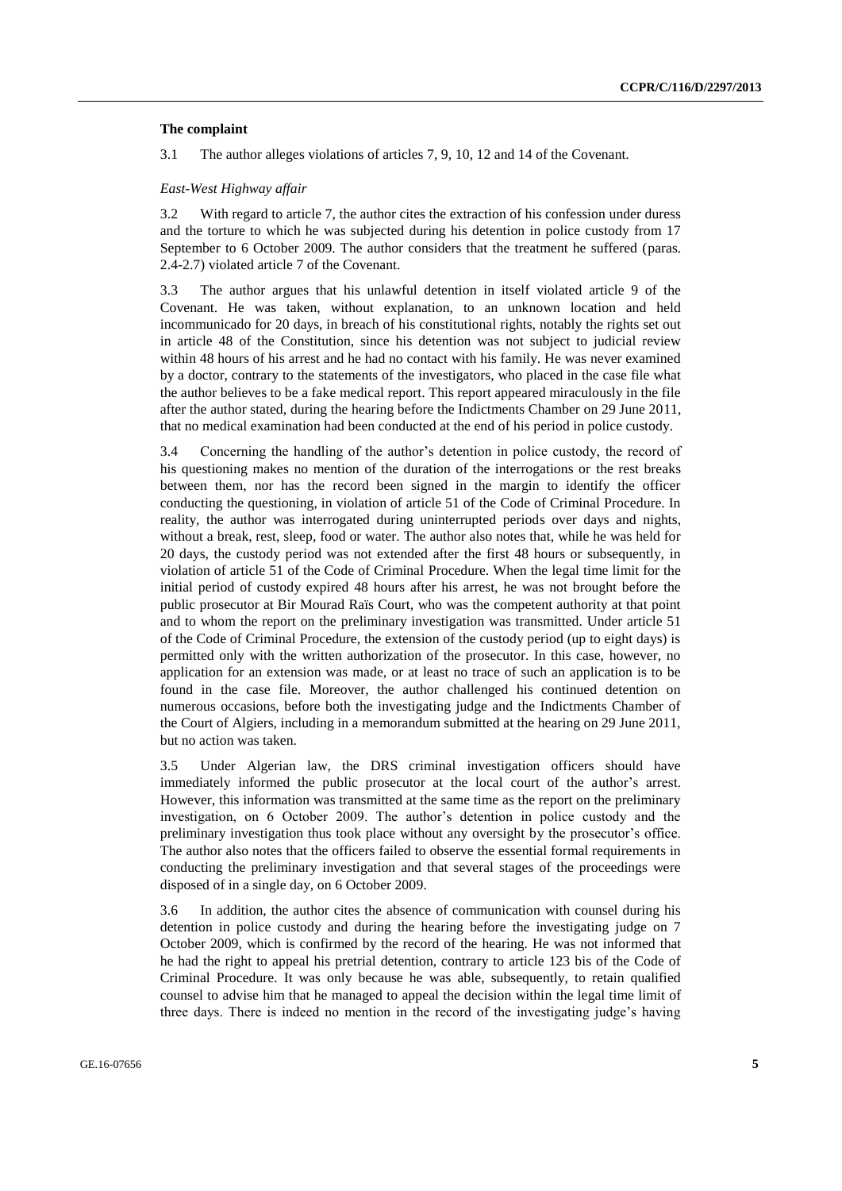### The complaint

3.1 The author alleges violations of articles 7, 9, 10, 12 and 14 of the Covenant.

*East-West Highway affair*

3.2 With regard to article 7, the author cites the extraction of his confession under duress and the torture to which he was subjected during his detention in police custody from 17 September to 6 October 2009. The author considers that the treatment he suffered (paras. 2.4-2.7) violated article 7 of the Covenant.

3.3 The author argues that his unlawful detention in itself violated article 9 of the Covenant. He was taken, without explanation, to an unknown location and held incommunicado for 20 days, in breach of his constitutional rights, notably the rights set out in article 48 of the Constitution, since his detention was not subject to judicial review within 48 hours of his arrest and he had no contact with his family. He was never examined by a doctor, contrary to the statements of the investigators, who placed in the case file what the author believes to be a fake medical report. This report appeared miraculously in the file after the author stated, during the hearing before the Indictments Chamber on 29 June 2011, that no medical examination had been conducted at the end of his period in police custody.

3.4 Concerning the handling of the author's detention in police custody, the record of his questioning makes no mention of the duration of the interrogations or the rest breaks between them, nor has the record been signed in the margin to identify the officer conducting the questioning, in violation of article 51 of the Code of Criminal Procedure. In reality, the author was interrogated during uninterrupted periods over days and nights, without a break, rest, sleep, food or water. The author also notes that, while he was held for 20 days, the custody period was not extended after the first 48 hours or subsequently, in violation of article 51 of the Code of Criminal Procedure. When the legal time limit for the initial period of custody expired 48 hours after his arrest, he was not brought before the public prosecutor at Bir Mourad Raïs Court, who was the competent authority at that point and to whom the report on the preliminary investigation was transmitted. Under article 51 of the Code of Criminal Procedure, the extension of the custody period (up to eight days) is permitted only with the written authorization of the prosecutor. In this case, however, no application for an extension was made, or at least no trace of such an application is to be found in the case file. Moreover, the author challenged his continued detention on numerous occasions, before both the investigating judge and the Indictments Chamber of the Court of Algiers, including in a memorandum submitted at the hearing on 29 June 2011, but no action was taken.

3.5 Under Algerian law, the DRS criminal investigation officers should have immediately informed the public prosecutor at the local court of the author's arrest. However, this information was transmitted at the same time as the report on the preliminary investigation, on 6 October 2009. The author's detention in police custody and the preliminary investigation thus took place without any oversight by the prosecutor's office. The author also notes that the officers failed to observe the essential formal requirements in conducting the preliminary investigation and that several stages of the proceedings were disposed of in a single day, on 6 October 2009.

3.6 In addition, the author cites the absence of communication with counsel during his detention in police custody and during the hearing before the investigating judge on 7 October 2009, which is confirmed by the record of the hearing. He was not informed that he had the right to appeal his pretrial detention, contrary to article 123 bis of the Code of Criminal Procedure. It was only because he was able, subsequently, to retain qualified counsel to advise him that he managed to appeal the decision within the legal time limit of three days. There is indeed no mention in the record of the investigating judge's having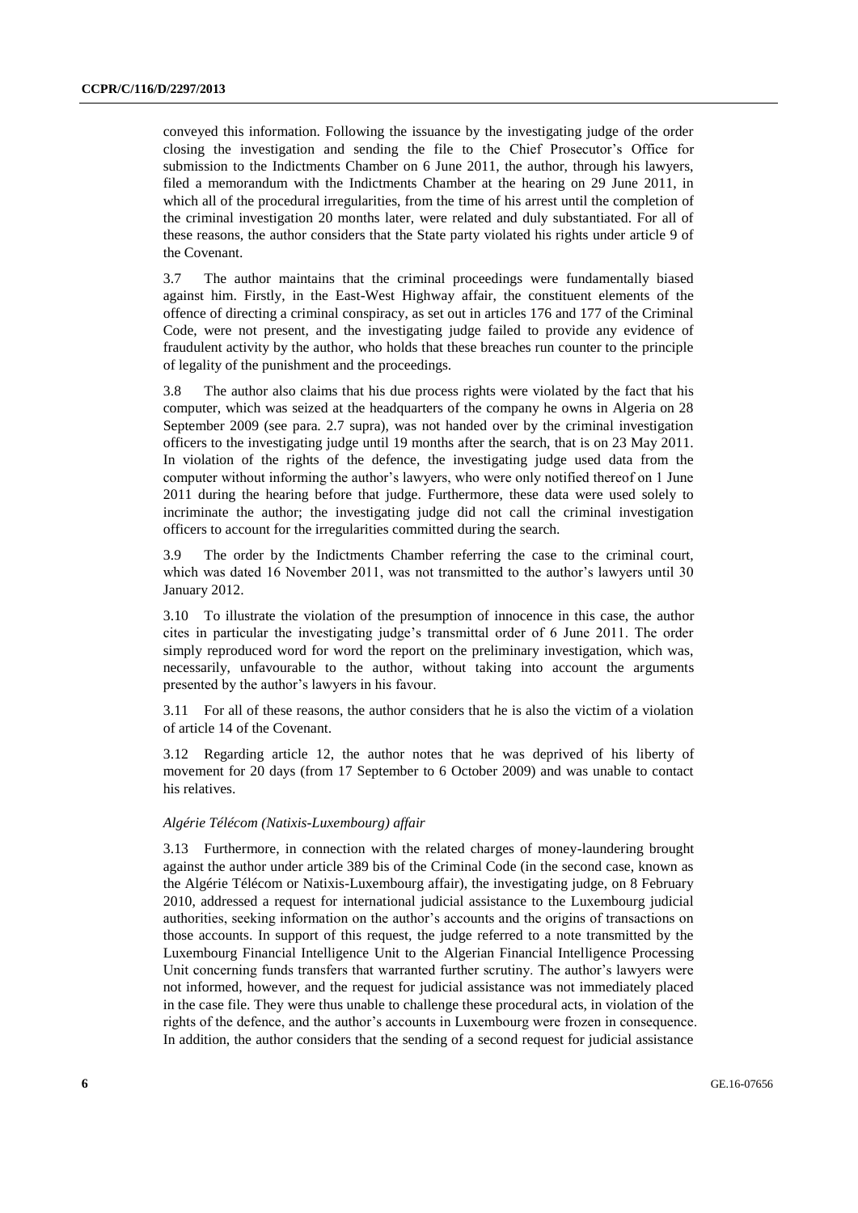conveyed this information. Following the issuance by the investigating judge of the order closing the investigation and sending the file to the Chief Prosecutor's Office for submission to the Indictments Chamber on 6 June 2011, the author, through his lawyers, filed a memorandum with the Indictments Chamber at the hearing on 29 June 2011, in which all of the procedural irregularities, from the time of his arrest until the completion of the criminal investigation 20 months later, were related and duly substantiated. For all of these reasons, the author considers that the State party violated his rights under article 9 of the Covenant.

3.7 The author maintains that the criminal proceedings were fundamentally biased against him. Firstly, in the East-West Highway affair, the constituent elements of the offence of directing a criminal conspiracy, as set out in articles 176 and 177 of the Criminal Code, were not present, and the investigating judge failed to provide any evidence of fraudulent activity by the author, who holds that these breaches run counter to the principle of legality of the punishment and the proceedings.

3.8 The author also claims that his due process rights were violated by the fact that his computer, which was seized at the headquarters of the company he owns in Algeria on 28 September 2009 (see para. 2.7 supra), was not handed over by the criminal investigation officers to the investigating judge until 19 months after the search, that is on 23 May 2011. In violation of the rights of the defence, the investigating judge used data from the computer without informing the author's lawyers, who were only notified thereof on 1 June 2011 during the hearing before that judge. Furthermore, these data were used solely to incriminate the author; the investigating judge did not call the criminal investigation officers to account for the irregularities committed during the search.

3.9 The order by the Indictments Chamber referring the case to the criminal court, which was dated 16 November 2011, was not transmitted to the author's lawyers until 30 January 2012.

3.10 To illustrate the violation of the presumption of innocence in this case, the author cites in particular the investigating judge's transmittal order of 6 June 2011. The order simply reproduced word for word the report on the preliminary investigation, which was, necessarily, unfavourable to the author, without taking into account the arguments presented by the author's lawyers in his favour.

3.11 For all of these reasons, the author considers that he is also the victim of a violation of article 14 of the Covenant.

3.12 Regarding article 12, the author notes that he was deprived of his liberty of movement for 20 days (from 17 September to 6 October 2009) and was unable to contact his relatives.

*Algérie Télécom (Natixis-Luxembourg) affair*

3.13 Furthermore, in connection with the related charges of money-laundering brought against the author under article 389 bis of the Criminal Code (in the second case, known as the Algérie Télécom or Natixis-Luxembourg affair), the investigating judge, on 8 February 2010, addressed a request for international judicial assistance to the Luxembourg judicial authorities, seeking information on the author's accounts and the origins of transactions on those accounts. In support of this request, the judge referred to a note transmitted by the Luxembourg Financial Intelligence Unit to the Algerian Financial Intelligence Processing Unit concerning funds transfers that warranted further scrutiny. The author's lawyers were not informed, however, and the request for judicial assistance was not immediately placed in the case file. They were thus unable to challenge these procedural acts, in violation of the rights of the defence, and the author's accounts in Luxembourg were frozen in consequence. In addition, the author considers that the sending of a second request for judicial assistance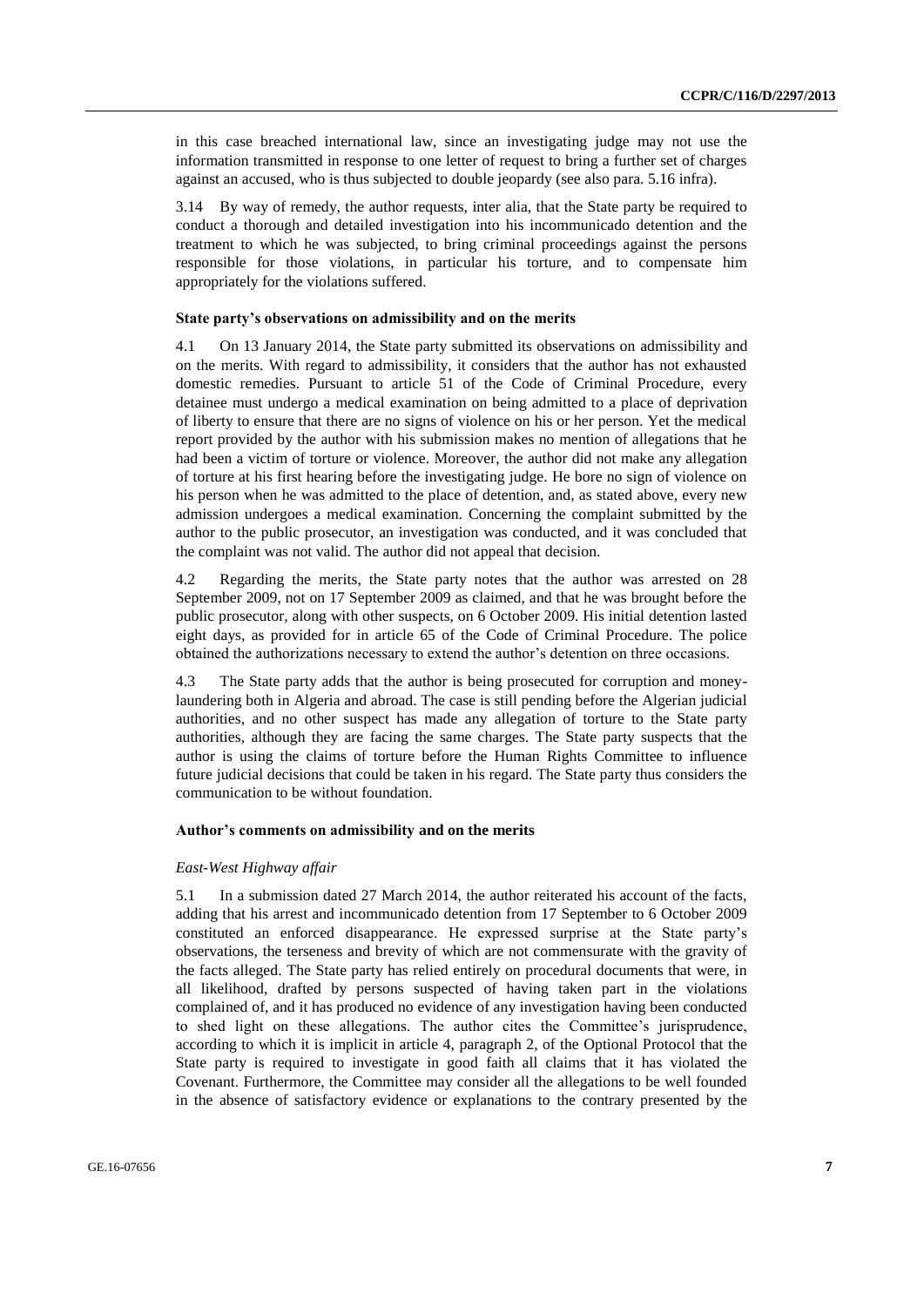in this case breached international law, since an investigating judge may not use the information transmitted in response to one letter of request to bring a further set of charges against an accused, who is thus subjected to double jeopardy (see also para. 5.16 infra).

3.14 By way of remedy, the author requests, inter alia, that the State party be required to conduct a thorough and detailed investigation into his incommunicado detention and the treatment to which he was subjected, to bring criminal proceedings against the persons responsible for those violations, in particular his torture, and to compensate him appropriately for the violations suffered.

### State party's observations on admissibility and on the merits

4.1 On 13 January 2014, the State party submitted its observations on admissibility and on the merits. With regard to admissibility, it considers that the author has not exhausted domestic remedies. Pursuant to article 51 of the Code of Criminal Procedure, every detainee must undergo a medical examination on being admitted to a place of deprivation of liberty to ensure that there are no signs of violence on his or her person. Yet the medical report provided by the author with his submission makes no mention of allegations that he had been a victim of torture or violence. Moreover, the author did not make any allegation of torture at his first hearing before the investigating judge. He bore no sign of violence on his person when he was admitted to the place of detention, and, as stated above, every new admission undergoes a medical examination. Concerning the complaint submitted by the author to the public prosecutor, an investigation was conducted, and it was concluded that the complaint was not valid. The author did not appeal that decision.

4.2 Regarding the merits, the State party notes that the author was arrested on 28 September 2009, not on 17 September 2009 as claimed, and that he was brought before the public prosecutor, along with other suspects, on 6 October 2009. His initial detention lasted eight days, as provided for in article 65 of the Code of Criminal Procedure. The police obtained the authorizations necessary to extend the author's detention on three occasions.

4.3 The State party adds that the author is being prosecuted for corruption and money-laundering both in Algeria and abroad. The case is still pending before the Algerian judicial authorities, and no other suspect has made any allegation of torture to the State party authorities, although they are facing the same charges. The State party suspects that the author is using the claims of torture before the Human Rights Committee to influence future judicial decisions that could be taken in his regard. The State party thus considers the communication to be without foundation.

### Author's comments on admissibility and on the merits

#### *East-West Highway affair*

5.1 In a submission dated 27 March 2014, the author reiterated his account of the facts, adding that his arrest and incommunicado detention from 17 September to 6 October 2009 constituted an enforced disappearance. He expressed surprise at the State party's observations, the terseness and brevity of which are not commensurate with the gravity of the facts alleged. The State party has relied entirely on procedural documents that were, in all likelihood, drafted by persons suspected of having taken part in the violations complained of, and it has produced no evidence of any investigation having been conducted to shed light on these allegations. The author cites the Committee's jurisprudence, according to which it is implicit in article 4, paragraph 2, of the Optional Protocol that the State party is required to investigate in good faith all claims that it has violated the Covenant. Furthermore, the Committee may consider all the allegations to be well founded in the absence of satisfactory evidence or explanations to the contrary presented by the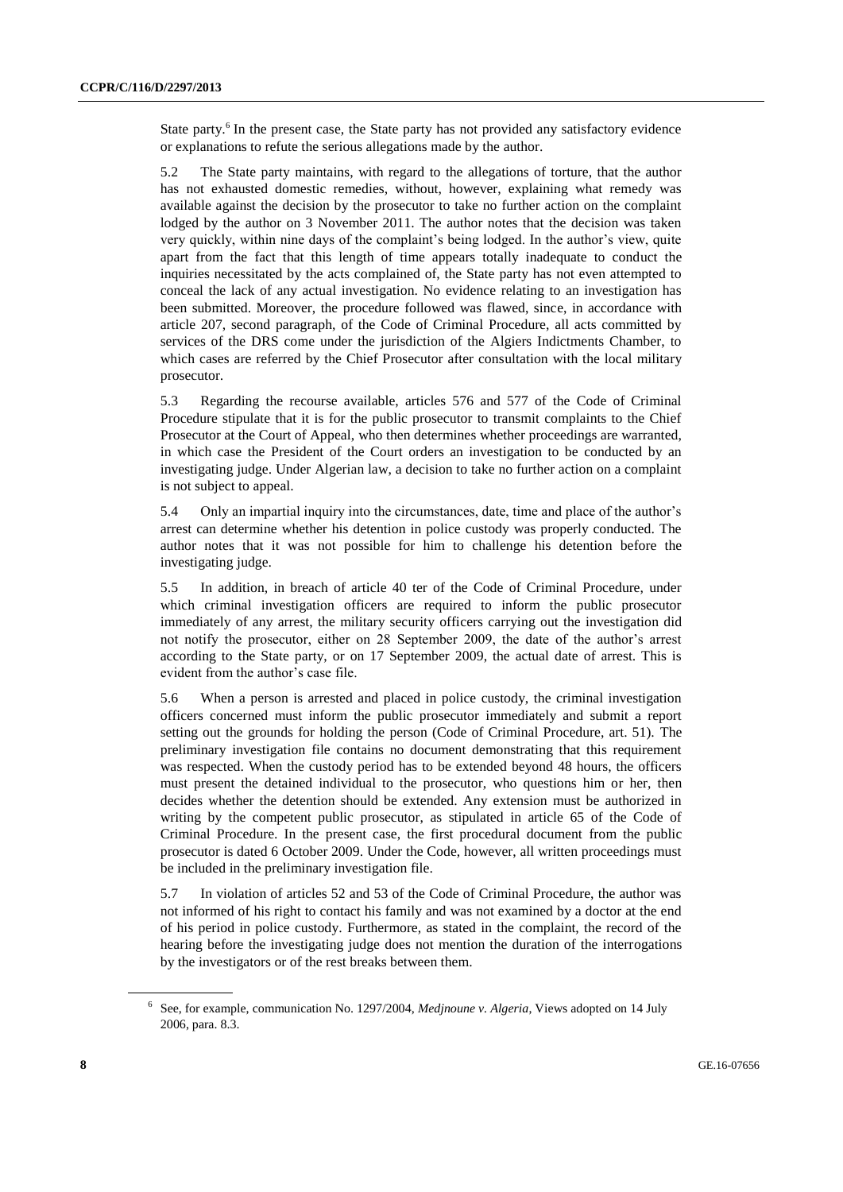State party.[6] In the present case, the State party has not provided any satisfactory evidence or explanations to refute the serious allegations made by the author.

5.2 The State party maintains, with regard to the allegations of torture, that the author has not exhausted domestic remedies, without, however, explaining what remedy was available against the decision by the prosecutor to take no further action on the complaint lodged by the author on 3 November 2011. The author notes that the decision was taken very quickly, within nine days of the complaint's being lodged. In the author's view, quite apart from the fact that this length of time appears totally inadequate to conduct the inquiries necessitated by the acts complained of, the State party has not even attempted to conceal the lack of any actual investigation. No evidence relating to an investigation has been submitted. Moreover, the procedure followed was flawed, since, in accordance with article 207, second paragraph, of the Code of Criminal Procedure, all acts committed by services of the DRS come under the jurisdiction of the Algiers Indictments Chamber, to which cases are referred by the Chief Prosecutor after consultation with the local military prosecutor.

5.3 Regarding the recourse available, articles 576 and 577 of the Code of Criminal Procedure stipulate that it is for the public prosecutor to transmit complaints to the Chief Prosecutor at the Court of Appeal, who then determines whether proceedings are warranted, in which case the President of the Court orders an investigation to be conducted by an investigating judge. Under Algerian law, a decision to take no further action on a complaint is not subject to appeal.

5.4 Only an impartial inquiry into the circumstances, date, time and place of the author's arrest can determine whether his detention in police custody was properly conducted. The author notes that it was not possible for him to challenge his detention before the investigating judge.

5.5 In addition, in breach of article 40 ter of the Code of Criminal Procedure, under which criminal investigation officers are required to inform the public prosecutor immediately of any arrest, the military security officers carrying out the investigation did not notify the prosecutor, either on 28 September 2009, the date of the author's arrest according to the State party, or on 17 September 2009, the actual date of arrest. This is evident from the author's case file.

5.6 When a person is arrested and placed in police custody, the criminal investigation officers concerned must inform the public prosecutor immediately and submit a report setting out the grounds for holding the person (Code of Criminal Procedure, art. 51). The preliminary investigation file contains no document demonstrating that this requirement was respected. When the custody period has to be extended beyond 48 hours, the officers must present the detained individual to the prosecutor, who questions him or her, then decides whether the detention should be extended. Any extension must be authorized in writing by the competent public prosecutor, as stipulated in article 65 of the Code of Criminal Procedure. In the present case, the first procedural document from the public prosecutor is dated 6 October 2009. Under the Code, however, all written proceedings must be included in the preliminary investigation file.

5.7 In violation of articles 52 and 53 of the Code of Criminal Procedure, the author was not informed of his right to contact his family and was not examined by a doctor at the end of his period in police custody. Furthermore, as stated in the complaint, the record of the hearing before the investigating judge does not mention the duration of the interrogations by the investigators or of the rest breaks between them.

[6] See, for example, communication No. 1297/2004, *Medjnoune v. Algeria*, Views adopted on 14 July 2006, para. 8.3.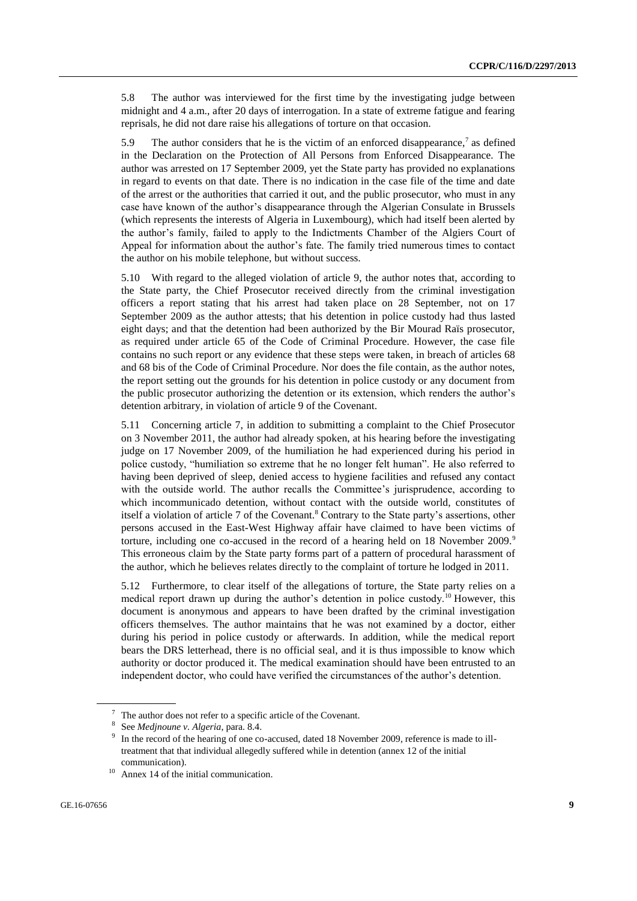5.8 The author was interviewed for the first time by the investigating judge between midnight and 4 a.m., after 20 days of interrogation. In a state of extreme fatigue and fearing reprisals, he did not dare raise his allegations of torture on that occasion.

5.9 The author considers that he is the victim of an enforced disappearance,[7] as defined in the Declaration on the Protection of All Persons from Enforced Disappearance. The author was arrested on 17 September 2009, yet the State party has provided no explanations in regard to events on that date. There is no indication in the case file of the time and date of the arrest or the authorities that carried it out, and the public prosecutor, who must in any case have known of the author's disappearance through the Algerian Consulate in Brussels (which represents the interests of Algeria in Luxembourg), which had itself been alerted by the author's family, failed to apply to the Indictments Chamber of the Algiers Court of Appeal for information about the author's fate. The family tried numerous times to contact the author on his mobile telephone, but without success.

5.10 With regard to the alleged violation of article 9, the author notes that, according to the State party, the Chief Prosecutor received directly from the criminal investigation officers a report stating that his arrest had taken place on 28 September, not on 17 September 2009 as the author attests; that his detention in police custody had thus lasted eight days; and that the detention had been authorized by the Bir Mourad Raïs prosecutor, as required under article 65 of the Code of Criminal Procedure. However, the case file contains no such report or any evidence that these steps were taken, in breach of articles 68 and 68 bis of the Code of Criminal Procedure. Nor does the file contain, as the author notes, the report setting out the grounds for his detention in police custody or any document from the public prosecutor authorizing the detention or its extension, which renders the author's detention arbitrary, in violation of article 9 of the Covenant.

5.11 Concerning article 7, in addition to submitting a complaint to the Chief Prosecutor on 3 November 2011, the author had already spoken, at his hearing before the investigating judge on 17 November 2009, of the humiliation he had experienced during his period in police custody, "humiliation so extreme that he no longer felt human". He also referred to having been deprived of sleep, denied access to hygiene facilities and refused any contact with the outside world. The author recalls the Committee's jurisprudence, according to which incommunicado detention, without contact with the outside world, constitutes of itself a violation of article 7 of the Covenant.[8] Contrary to the State party's assertions, other persons accused in the East-West Highway affair have claimed to have been victims of torture, including one co-accused in the record of a hearing held on 18 November 2009.[9] This erroneous claim by the State party forms part of a pattern of procedural harassment of the author, which he believes relates directly to the complaint of torture he lodged in 2011.

5.12 Furthermore, to clear itself of the allegations of torture, the State party relies on a medical report drawn up during the author's detention in police custody.[10] However, this document is anonymous and appears to have been drafted by the criminal investigation officers themselves. The author maintains that he was not examined by a doctor, either during his period in police custody or afterwards. In addition, while the medical report bears the DRS letterhead, there is no official seal, and it is thus impossible to know which authority or doctor produced it. The medical examination should have been entrusted to an independent doctor, who could have verified the circumstances of the author's detention.

---

[7] The author does not refer to a specific article of the Covenant.

[8] See *Medjnoune v. Algeria*, para. 8.4.

[9] In the record of the hearing of one co-accused, dated 18 November 2009, reference is made to ill-treatment that that individual allegedly suffered while in detention (annex 12 of the initial communication).

[10] Annex 14 of the initial communication.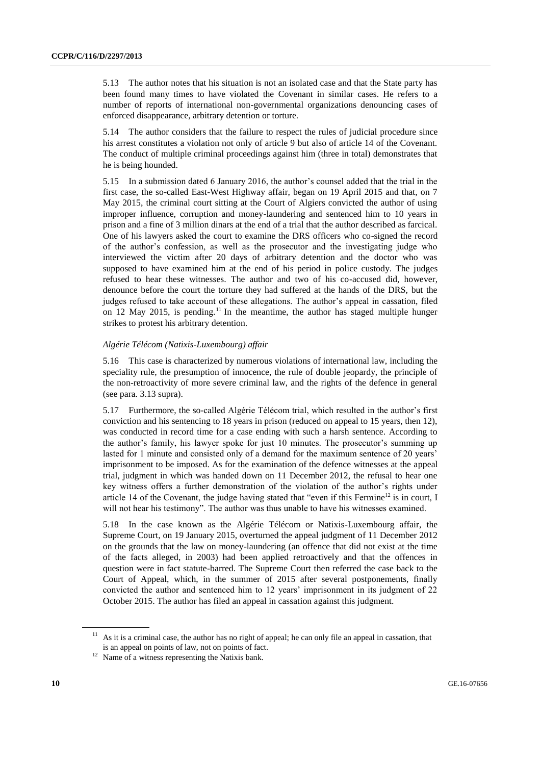5.13 The author notes that his situation is not an isolated case and that the State party has been found many times to have violated the Covenant in similar cases. He refers to a number of reports of international non-governmental organizations denouncing cases of enforced disappearance, arbitrary detention or torture.

5.14 The author considers that the failure to respect the rules of judicial procedure since his arrest constitutes a violation not only of article 9 but also of article 14 of the Covenant. The conduct of multiple criminal proceedings against him (three in total) demonstrates that he is being hounded.

5.15 In a submission dated 6 January 2016, the author's counsel added that the trial in the first case, the so-called East-West Highway affair, began on 19 April 2015 and that, on 7 May 2015, the criminal court sitting at the Court of Algiers convicted the author of using improper influence, corruption and money-laundering and sentenced him to 10 years in prison and a fine of 3 million dinars at the end of a trial that the author described as farcical. One of his lawyers asked the court to examine the DRS officers who co-signed the record of the author's confession, as well as the prosecutor and the investigating judge who interviewed the victim after 20 days of arbitrary detention and the doctor who was supposed to have examined him at the end of his period in police custody. The judges refused to hear these witnesses. The author and two of his co-accused did, however, denounce before the court the torture they had suffered at the hands of the DRS, but the judges refused to take account of these allegations. The author's appeal in cassation, filed on 12 May 2015, is pending.[11] In the meantime, the author has staged multiple hunger strikes to protest his arbitrary detention.

*Algérie Télécom (Natixis-Luxembourg) affair*

5.16 This case is characterized by numerous violations of international law, including the speciality rule, the presumption of innocence, the rule of double jeopardy, the principle of the non-retroactivity of more severe criminal law, and the rights of the defence in general (see para. 3.13 supra).

5.17 Furthermore, the so-called Algérie Télécom trial, which resulted in the author's first conviction and his sentencing to 18 years in prison (reduced on appeal to 15 years, then 12), was conducted in record time for a case ending with such a harsh sentence. According to the author's family, his lawyer spoke for just 10 minutes. The prosecutor's summing up lasted for 1 minute and consisted only of a demand for the maximum sentence of 20 years' imprisonment to be imposed. As for the examination of the defence witnesses at the appeal trial, judgment in which was handed down on 11 December 2012, the refusal to hear one key witness offers a further demonstration of the violation of the author's rights under article 14 of the Covenant, the judge having stated that "even if this Fermine[12] is in court, I will not hear his testimony". The author was thus unable to have his witnesses examined.

5.18 In the case known as the Algérie Télécom or Natixis-Luxembourg affair, the Supreme Court, on 19 January 2015, overturned the appeal judgment of 11 December 2012 on the grounds that the law on money-laundering (an offence that did not exist at the time of the facts alleged, in 2003) had been applied retroactively and that the offences in question were in fact statute-barred. The Supreme Court then referred the case back to the Court of Appeal, which, in the summer of 2015 after several postponements, finally convicted the author and sentenced him to 12 years' imprisonment in its judgment of 22 October 2015. The author has filed an appeal in cassation against this judgment.

---

[11] As it is a criminal case, the author has no right of appeal; he can only file an appeal in cassation, that is an appeal on points of law, not on points of fact.

[12] Name of a witness representing the Natixis bank.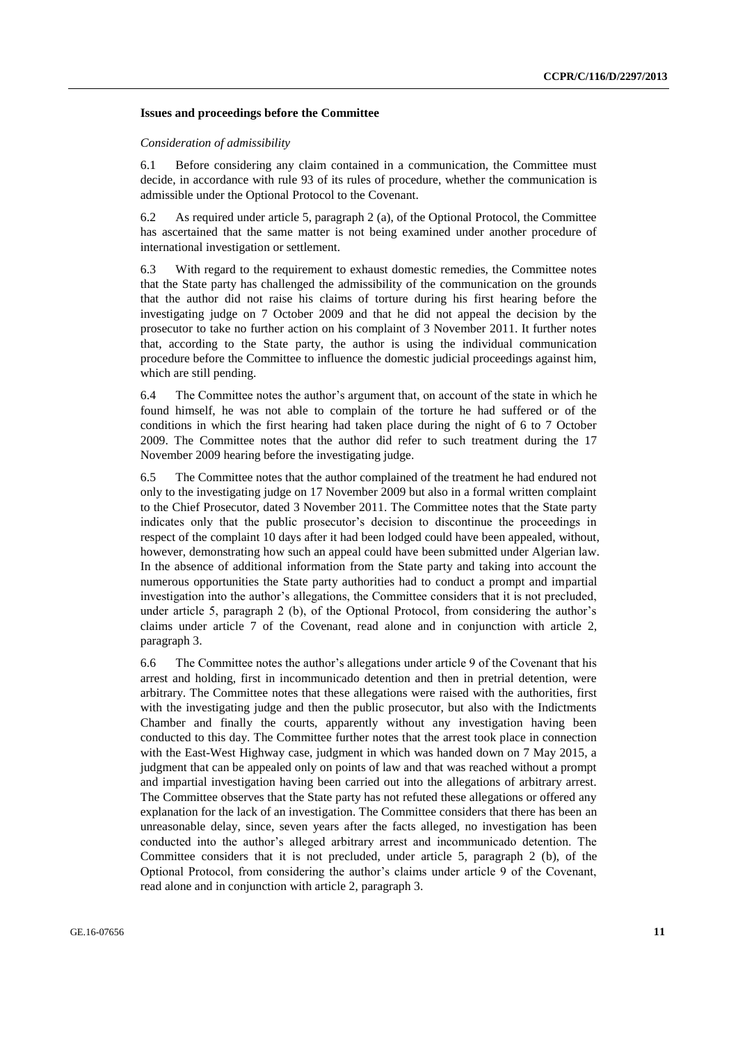### Issues and proceedings before the Committee

*Consideration of admissibility*

6.1 Before considering any claim contained in a communication, the Committee must decide, in accordance with rule 93 of its rules of procedure, whether the communication is admissible under the Optional Protocol to the Covenant.

6.2 As required under article 5, paragraph 2 (a), of the Optional Protocol, the Committee has ascertained that the same matter is not being examined under another procedure of international investigation or settlement.

6.3 With regard to the requirement to exhaust domestic remedies, the Committee notes that the State party has challenged the admissibility of the communication on the grounds that the author did not raise his claims of torture during his first hearing before the investigating judge on 7 October 2009 and that he did not appeal the decision by the prosecutor to take no further action on his complaint of 3 November 2011. It further notes that, according to the State party, the author is using the individual communication procedure before the Committee to influence the domestic judicial proceedings against him, which are still pending.

6.4 The Committee notes the author's argument that, on account of the state in which he found himself, he was not able to complain of the torture he had suffered or of the conditions in which the first hearing had taken place during the night of 6 to 7 October 2009. The Committee notes that the author did refer to such treatment during the 17 November 2009 hearing before the investigating judge.

6.5 The Committee notes that the author complained of the treatment he had endured not only to the investigating judge on 17 November 2009 but also in a formal written complaint to the Chief Prosecutor, dated 3 November 2011. The Committee notes that the State party indicates only that the public prosecutor's decision to discontinue the proceedings in respect of the complaint 10 days after it had been lodged could have been appealed, without, however, demonstrating how such an appeal could have been submitted under Algerian law. In the absence of additional information from the State party and taking into account the numerous opportunities the State party authorities had to conduct a prompt and impartial investigation into the author's allegations, the Committee considers that it is not precluded, under article 5, paragraph 2 (b), of the Optional Protocol, from considering the author's claims under article 7 of the Covenant, read alone and in conjunction with article 2, paragraph 3.

6.6 The Committee notes the author's allegations under article 9 of the Covenant that his arrest and holding, first in incommunicado detention and then in pretrial detention, were arbitrary. The Committee notes that these allegations were raised with the authorities, first with the investigating judge and then the public prosecutor, but also with the Indictments Chamber and finally the courts, apparently without any investigation having been conducted to this day. The Committee further notes that the arrest took place in connection with the East-West Highway case, judgment in which was handed down on 7 May 2015, a judgment that can be appealed only on points of law and that was reached without a prompt and impartial investigation having been carried out into the allegations of arbitrary arrest. The Committee observes that the State party has not refuted these allegations or offered any explanation for the lack of an investigation. The Committee considers that there has been an unreasonable delay, since, seven years after the facts alleged, no investigation has been conducted into the author's alleged arbitrary arrest and incommunicado detention. The Committee considers that it is not precluded, under article 5, paragraph 2 (b), of the Optional Protocol, from considering the author's claims under article 9 of the Covenant, read alone and in conjunction with article 2, paragraph 3.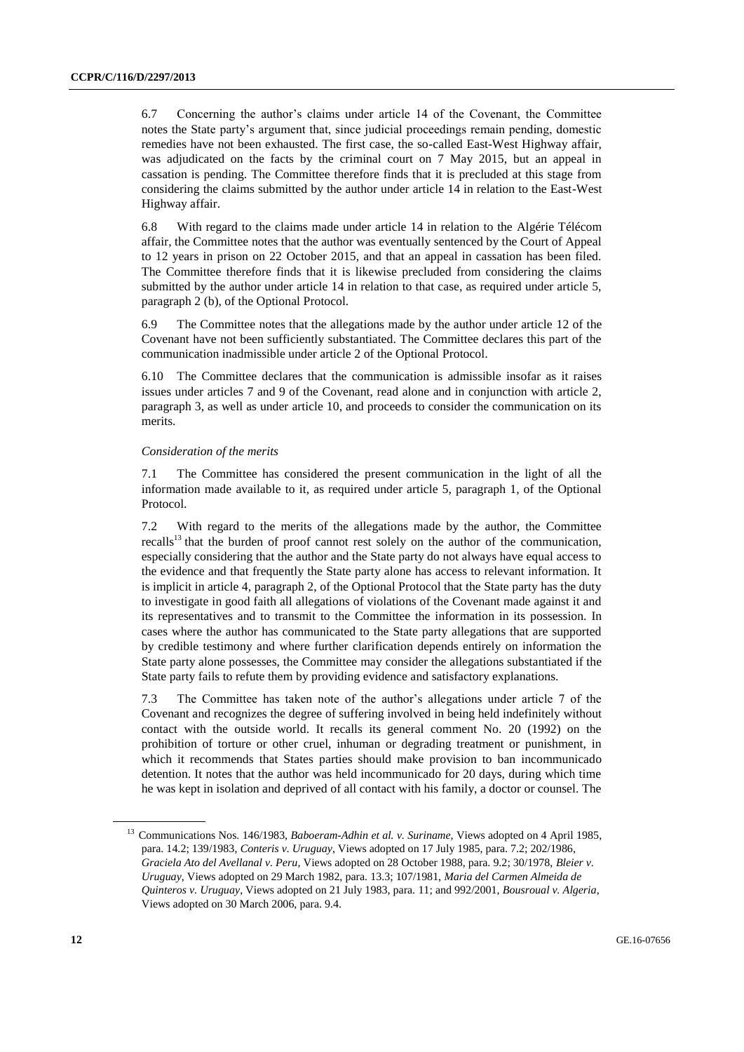6.7 Concerning the author's claims under article 14 of the Covenant, the Committee notes the State party's argument that, since judicial proceedings remain pending, domestic remedies have not been exhausted. The first case, the so-called East-West Highway affair, was adjudicated on the facts by the criminal court on 7 May 2015, but an appeal in cassation is pending. The Committee therefore finds that it is precluded at this stage from considering the claims submitted by the author under article 14 in relation to the East-West Highway affair.

6.8 With regard to the claims made under article 14 in relation to the Algérie Télécom affair, the Committee notes that the author was eventually sentenced by the Court of Appeal to 12 years in prison on 22 October 2015, and that an appeal in cassation has been filed. The Committee therefore finds that it is likewise precluded from considering the claims submitted by the author under article 14 in relation to that case, as required under article 5, paragraph 2 (b), of the Optional Protocol.

6.9 The Committee notes that the allegations made by the author under article 12 of the Covenant have not been sufficiently substantiated. The Committee declares this part of the communication inadmissible under article 2 of the Optional Protocol.

6.10 The Committee declares that the communication is admissible insofar as it raises issues under articles 7 and 9 of the Covenant, read alone and in conjunction with article 2, paragraph 3, as well as under article 10, and proceeds to consider the communication on its merits.

*Consideration of the merits*

7.1 The Committee has considered the present communication in the light of all the information made available to it, as required under article 5, paragraph 1, of the Optional Protocol.

7.2 With regard to the merits of the allegations made by the author, the Committee recalls[13] that the burden of proof cannot rest solely on the author of the communication, especially considering that the author and the State party do not always have equal access to the evidence and that frequently the State party alone has access to relevant information. It is implicit in article 4, paragraph 2, of the Optional Protocol that the State party has the duty to investigate in good faith all allegations of violations of the Covenant made against it and its representatives and to transmit to the Committee the information in its possession. In cases where the author has communicated to the State party allegations that are supported by credible testimony and where further clarification depends entirely on information the State party alone possesses, the Committee may consider the allegations substantiated if the State party fails to refute them by providing evidence and satisfactory explanations.

7.3 The Committee has taken note of the author's allegations under article 7 of the Covenant and recognizes the degree of suffering involved in being held indefinitely without contact with the outside world. It recalls its general comment No. 20 (1992) on the prohibition of torture or other cruel, inhuman or degrading treatment or punishment, in which it recommends that States parties should make provision to ban incommunicado detention. It notes that the author was held incommunicado for 20 days, during which time he was kept in isolation and deprived of all contact with his family, a doctor or counsel. The

[13] Communications Nos. 146/1983, *Baboeram-Adhin et al. v. Suriname*, Views adopted on 4 April 1985, para. 14.2; 139/1983, *Conteris v. Uruguay*, Views adopted on 17 July 1985, para. 7.2; 202/1986, *Graciela Ato del Avellanal v. Peru*, Views adopted on 28 October 1988, para. 9.2; 30/1978, *Bleier v. Uruguay*, Views adopted on 29 March 1982, para. 13.3; 107/1981, *Maria del Carmen Almeida de Quinteros v. Uruguay*, Views adopted on 21 July 1983, para. 11; and 992/2001, *Bousroual v. Algeria*, Views adopted on 30 March 2006, para. 9.4.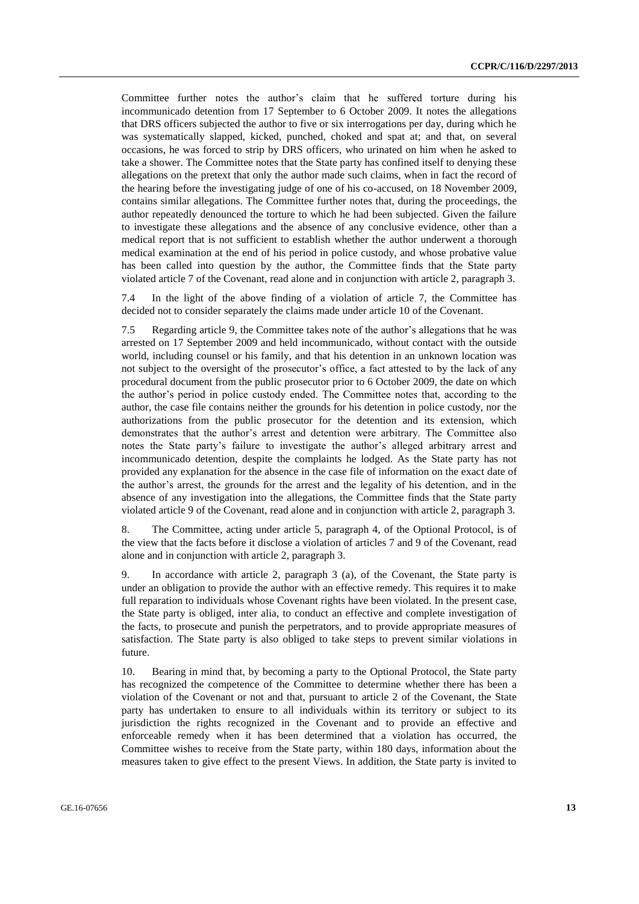Committee further notes the author's claim that he suffered torture during his incommunicado detention from 17 September to 6 October 2009. It notes the allegations that DRS officers subjected the author to five or six interrogations per day, during which he was systematically slapped, kicked, punched, choked and spat at; and that, on several occasions, he was forced to strip by DRS officers, who urinated on him when he asked to take a shower. The Committee notes that the State party has confined itself to denying these allegations on the pretext that only the author made such claims, when in fact the record of the hearing before the investigating judge of one of his co-accused, on 18 November 2009, contains similar allegations. The Committee further notes that, during the proceedings, the author repeatedly denounced the torture to which he had been subjected. Given the failure to investigate these allegations and the absence of any conclusive evidence, other than a medical report that is not sufficient to establish whether the author underwent a thorough medical examination at the end of his period in police custody, and whose probative value has been called into question by the author, the Committee finds that the State party violated article 7 of the Covenant, read alone and in conjunction with article 2, paragraph 3.

7.4 In the light of the above finding of a violation of article 7, the Committee has decided not to consider separately the claims made under article 10 of the Covenant.

7.5 Regarding article 9, the Committee takes note of the author's allegations that he was arrested on 17 September 2009 and held incommunicado, without contact with the outside world, including counsel or his family, and that his detention in an unknown location was not subject to the oversight of the prosecutor's office, a fact attested to by the lack of any procedural document from the public prosecutor prior to 6 October 2009, the date on which the author's period in police custody ended. The Committee notes that, according to the author, the case file contains neither the grounds for his detention in police custody, nor the authorizations from the public prosecutor for the detention and its extension, which demonstrates that the author's arrest and detention were arbitrary. The Committee also notes the State party's failure to investigate the author's alleged arbitrary arrest and incommunicado detention, despite the complaints he lodged. As the State party has not provided any explanation for the absence in the case file of information on the exact date of the author's arrest, the grounds for the arrest and the legality of his detention, and in the absence of any investigation into the allegations, the Committee finds that the State party violated article 9 of the Covenant, read alone and in conjunction with article 2, paragraph 3.

8. The Committee, acting under article 5, paragraph 4, of the Optional Protocol, is of the view that the facts before it disclose a violation of articles 7 and 9 of the Covenant, read alone and in conjunction with article 2, paragraph 3.

9. In accordance with article 2, paragraph 3 (a), of the Covenant, the State party is under an obligation to provide the author with an effective remedy. This requires it to make full reparation to individuals whose Covenant rights have been violated. In the present case, the State party is obliged, inter alia, to conduct an effective and complete investigation of the facts, to prosecute and punish the perpetrators, and to provide appropriate measures of satisfaction. The State party is also obliged to take steps to prevent similar violations in future.

10. Bearing in mind that, by becoming a party to the Optional Protocol, the State party has recognized the competence of the Committee to determine whether there has been a violation of the Covenant or not and that, pursuant to article 2 of the Covenant, the State party has undertaken to ensure to all individuals within its territory or subject to its jurisdiction the rights recognized in the Covenant and to provide an effective and enforceable remedy when it has been determined that a violation has occurred, the Committee wishes to receive from the State party, within 180 days, information about the measures taken to give effect to the present Views. In addition, the State party is invited to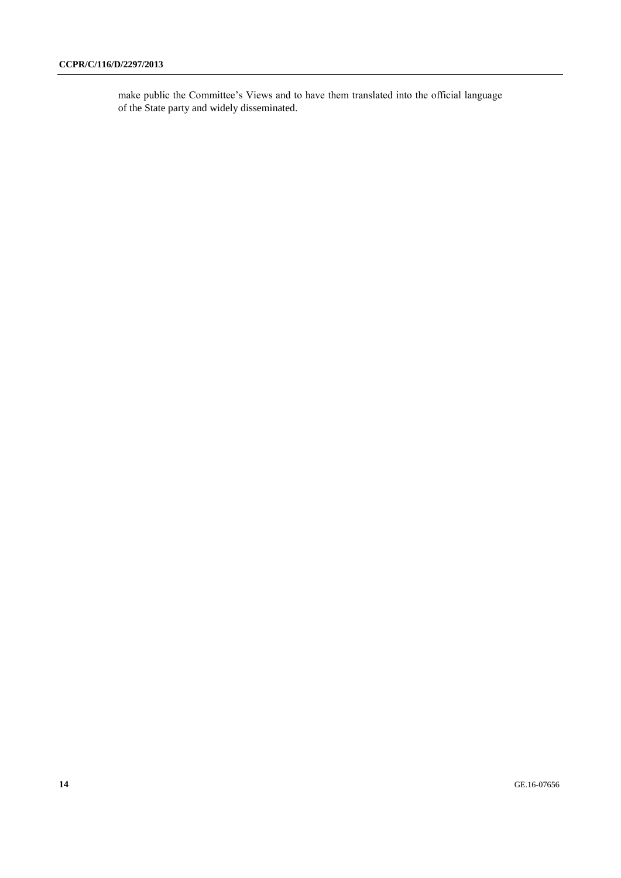make public the Committee’s Views and to have them translated into the official language of the State party and widely disseminated.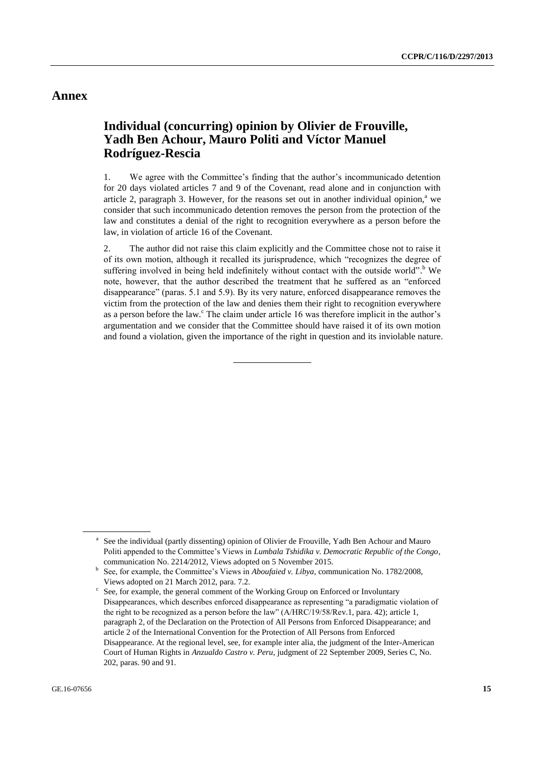# Annex

## Individual (concurring) opinion by Olivier de Frouville, Yadh Ben Achour, Mauro Politi and Víctor Manuel Rodríguez-Rescia

1. We agree with the Committee's finding that the author's incommunicado detention for 20 days violated articles 7 and 9 of the Covenant, read alone and in conjunction with article 2, paragraph 3. However, for the reasons set out in another individual opinion,[a] we consider that such incommunicado detention removes the person from the protection of the law and constitutes a denial of the right to recognition everywhere as a person before the law, in violation of article 16 of the Covenant.

2. The author did not raise this claim explicitly and the Committee chose not to raise it of its own motion, although it recalled its jurisprudence, which "recognizes the degree of suffering involved in being held indefinitely without contact with the outside world".[b] We note, however, that the author described the treatment that he suffered as an "enforced disappearance" (paras. 5.1 and 5.9). By its very nature, enforced disappearance removes the victim from the protection of the law and denies them their right to recognition everywhere as a person before the law.[c] The claim under article 16 was therefore implicit in the author's argumentation and we consider that the Committee should have raised it of its own motion and found a violation, given the importance of the right in question and its inviolable nature.

---

[a] See the individual (partly dissenting) opinion of Olivier de Frouville, Yadh Ben Achour and Mauro Politi appended to the Committee's Views in *Lumbala Tshidika v. Democratic Republic of the Congo*, communication No. 2214/2012, Views adopted on 5 November 2015.

[b] See, for example, the Committee's Views in *Aboufaied v. Libya*, communication No. 1782/2008, Views adopted on 21 March 2012, para. 7.2.

[c] See, for example, the general comment of the Working Group on Enforced or Involuntary Disappearances, which describes enforced disappearance as representing "a paradigmatic violation of the right to be recognized as a person before the law" (A/HRC/19/58/Rev.1, para. 42); article 1, paragraph 2, of the Declaration on the Protection of All Persons from Enforced Disappearance; and article 2 of the International Convention for the Protection of All Persons from Enforced Disappearance. At the regional level, see, for example inter alia, the judgment of the Inter-American Court of Human Rights in *Anzualdo Castro v. Peru*, judgment of 22 September 2009, Series C, No. 202, paras. 90 and 91.